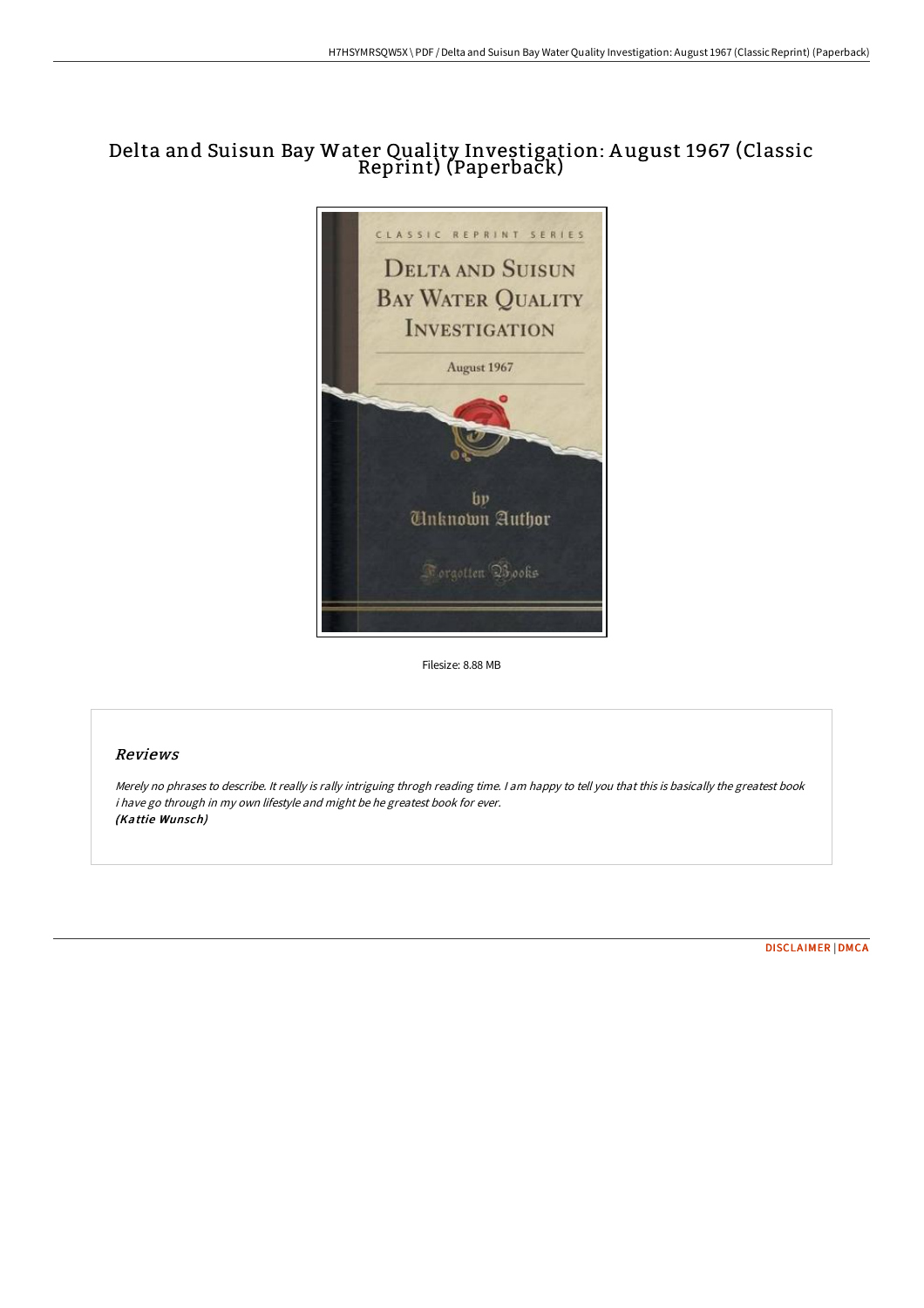# Delta and Suisun Bay Water Quality Investigation: August 1967 (Classic Reprint) (Paperback)

Filesize: 8.88 MB

## Reviews

*Merely no phrases to describe. It really is rally intriguing throgh reading time. I am happy to tell you that this is basically the greatest book i have go through in my own lifestyle and might be he greatest book for ever.*
***(Kattie Wunsch)***

DISCLAIMER | DMCA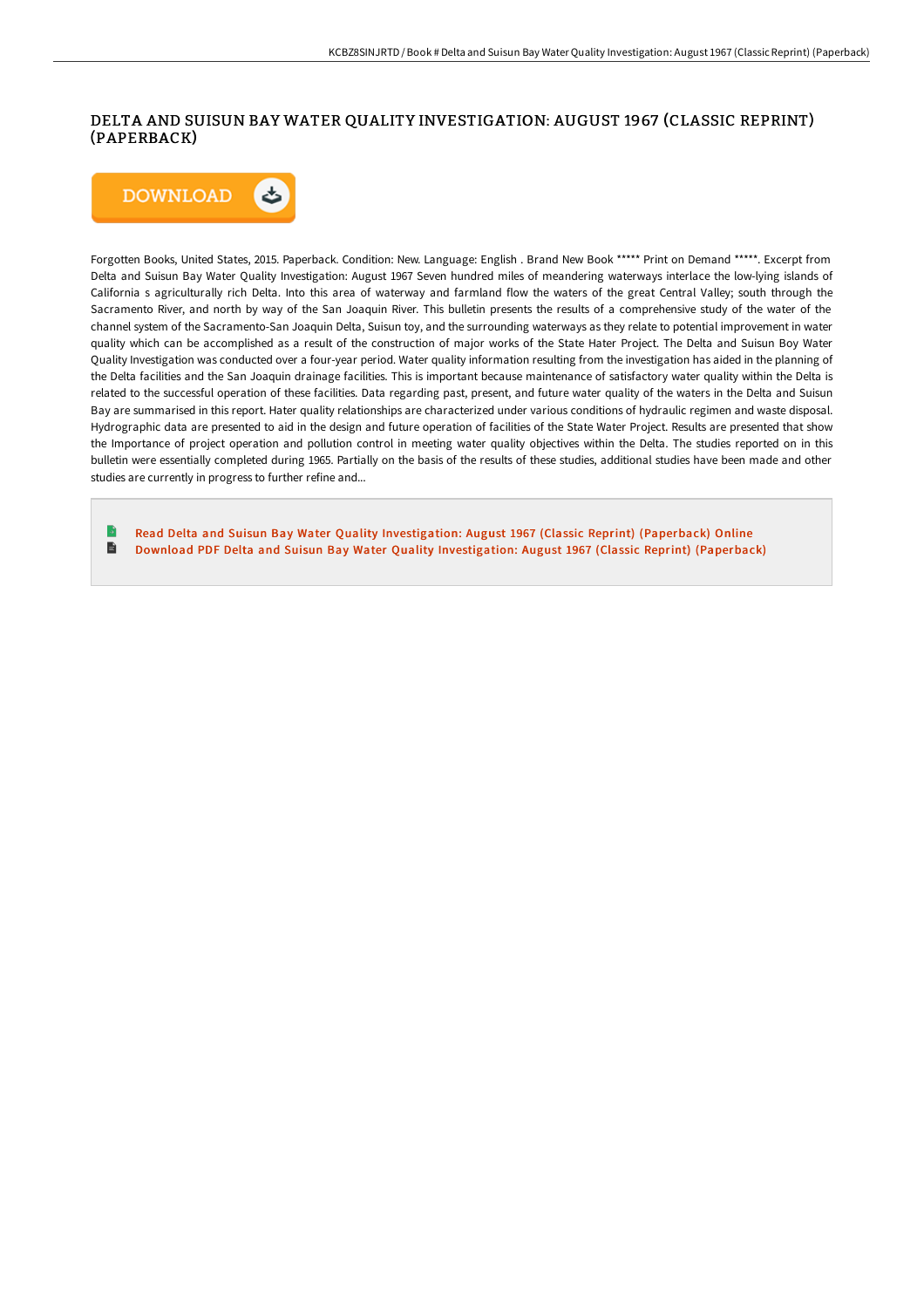# DELTA AND SUISUN BAY WATER QUALITY INVESTIGATION: AUGUST 1967 (CLASSIC REPRINT) (PAPERBACK)

DOWNLOAD

Forgotten Books, United States, 2015. Paperback. Condition: New. Language: English . Brand New Book ***** Print on Demand *****. Excerpt from Delta and Suisun Bay Water Quality Investigation: August 1967 Seven hundred miles of meandering waterways interlace the low-lying islands of California s agriculturally rich Delta. Into this area of waterway and farmland flow the waters of the great Central Valley; south through the Sacramento River, and north by way of the San Joaquin River. This bulletin presents the results of a comprehensive study of the water of the channel system of the Sacramento-San Joaquin Delta, Suisun toy, and the surrounding waterways as they relate to potential improvement in water quality which can be accomplished as a result of the construction of major works of the State Hater Project. The Delta and Suisun Boy Water Quality Investigation was conducted over a four-year period. Water quality information resulting from the investigation has aided in the planning of the Delta facilities and the San Joaquin drainage facilities. This is important because maintenance of satisfactory water quality within the Delta is related to the successful operation of these facilities. Data regarding past, present, and future water quality of the waters in the Delta and Suisun Bay are summarised in this report. Hater quality relationships are characterized under various conditions of hydraulic regimen and waste disposal. Hydrographic data are presented to aid in the design and future operation of facilities of the State Water Project. Results are presented that show the Importance of project operation and pollution control in meeting water quality objectives within the Delta. The studies reported on in this bulletin were essentially completed during 1965. Partially on the basis of the results of these studies, additional studies have been made and other studies are currently in progress to further refine and...

- Read Delta and Suisun Bay Water Quality Investigation: August 1967 (Classic Reprint) (Paperback) Online
- Download PDF Delta and Suisun Bay Water Quality Investigation: August 1967 (Classic Reprint) (Paperback)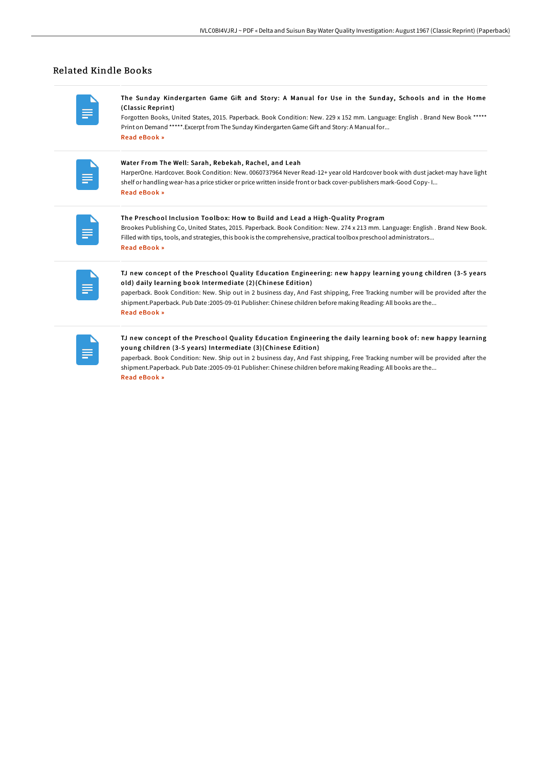## Related Kindle Books

**The Sunday Kindergarten Game Gift and Story: A Manual for Use in the Sunday, Schools and in the Home (Classic Reprint)**

Forgotten Books, United States, 2015. Paperback. Book Condition: New. 229 x 152 mm. Language: English . Brand New Book ***** Print on Demand *****.Excerpt from The Sunday Kindergarten Game Gift and Story: A Manual for...

Read eBook »

**Water From The Well: Sarah, Rebekah, Rachel, and Leah**

HarperOne. Hardcover. Book Condition: New. 0060737964 Never Read-12+ year old Hardcover book with dust jacket-may have light shelf or handling wear-has a price sticker or price written inside front or back cover-publishers mark-Good Copy- I...

Read eBook »

**The Preschool Inclusion Toolbox: How to Build and Lead a High-Quality Program**

Brookes Publishing Co, United States, 2015. Paperback. Book Condition: New. 274 x 213 mm. Language: English . Brand New Book. Filled with tips, tools, and strategies, this book is the comprehensive, practical toolbox preschool administrators...

Read eBook »

**TJ new concept of the Preschool Quality Education Engineering: new happy learning young children (3-5 years old) daily learning book Intermediate (2)(Chinese Edition)**

paperback. Book Condition: New. Ship out in 2 business day, And Fast shipping, Free Tracking number will be provided after the shipment.Paperback. Pub Date :2005-09-01 Publisher: Chinese children before making Reading: All books are the...

Read eBook »

**TJ new concept of the Preschool Quality Education Engineering the daily learning book of: new happy learning young children (3-5 years) Intermediate (3)(Chinese Edition)**

paperback. Book Condition: New. Ship out in 2 business day, And Fast shipping, Free Tracking number will be provided after the shipment.Paperback. Pub Date :2005-09-01 Publisher: Chinese children before making Reading: All books are the...

Read eBook »